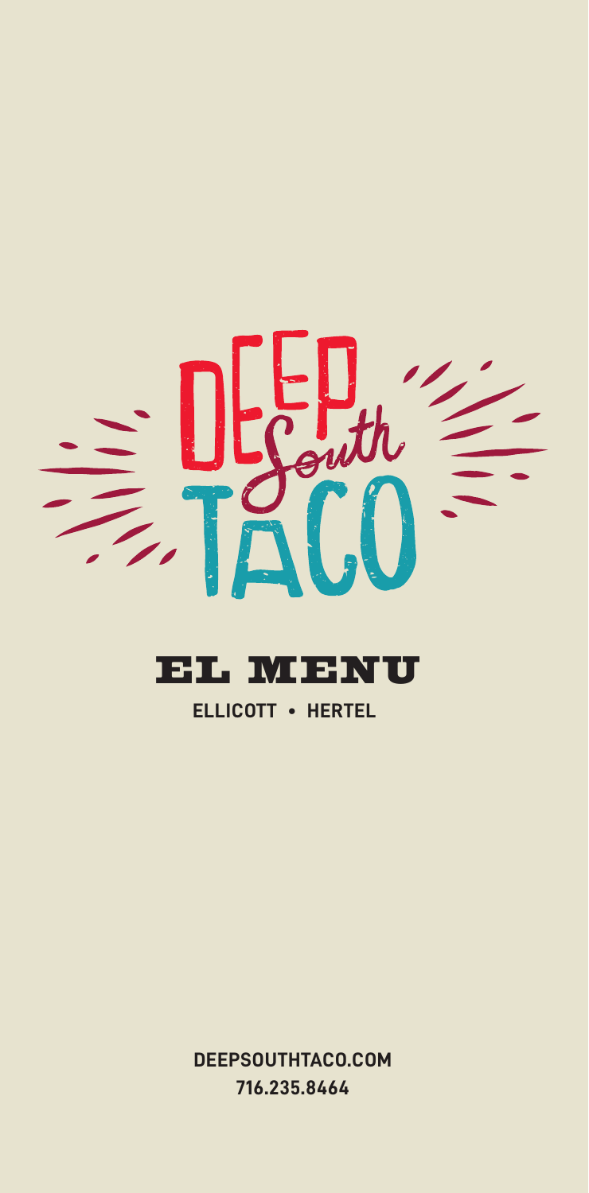# DEEP South TACO

## EL MENU

**ELLICOTT • HERTEL**

**DEEPSOUTHTACO.COM**
**716.235.8464**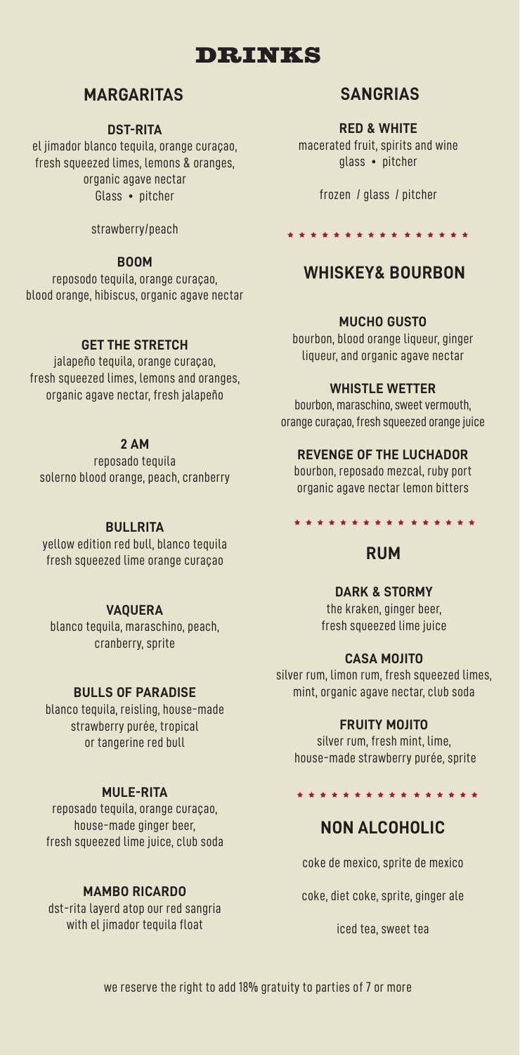# DRINKS

## MARGARITAS

### DST-RITA

el jimador blanco tequila, orange curaçao, fresh squeezed limes, lemons & oranges, organic agave nectar
Glass • pitcher

strawberry/peach

### BOOM

reposodo tequila, orange curaçao, blood orange, hibiscus, organic agave nectar

### GET THE STRETCH

jalapeño tequila, orange curaçao, fresh squeezed limes, lemons and oranges, organic agave nectar, fresh jalapeño

### 2 AM

reposado tequila
solerno blood orange, peach, cranberry

### BULLRITA

yellow edition red bull, blanco tequila
fresh squeezed lime orange curaçao

### VAQUERA

blanco tequila, maraschino, peach, cranberry, sprite

### BULLS OF PARADISE

blanco tequila, reisling, house-made strawberry purée, tropical or tangerine red bull

### MULE-RITA

reposado tequila, orange curaçao, house-made ginger beer, fresh squeezed lime juice, club soda

### MAMBO RICARDO

dst-rita layerd atop our red sangria with el jimador tequila float

## SANGRIAS

### RED & WHITE

macerated fruit, spirits and wine
glass • pitcher

frozen / glass / pitcher

★ ★ ★ ★ ★ ★ ★ ★ ★ ★ ★ ★ ★ ★ ★ ★ ★

## WHISKEY& BOURBON

### MUCHO GUSTO

bourbon, blood orange liqueur, ginger liqueur, and organic agave nectar

### WHISTLE WETTER

bourbon, maraschino, sweet vermouth, orange curaçao, fresh squeezed orange juice

### REVENGE OF THE LUCHADOR

bourbon, reposado mezcal, ruby port
organic agave nectar lemon bitters

★ ★ ★ ★ ★ ★ ★ ★ ★ ★ ★ ★ ★ ★ ★ ★ ★

## RUM

### DARK & STORMY

the kraken, ginger beer, fresh squeezed lime juice

### CASA MOJITO

silver rum, limon rum, fresh squeezed limes, mint, organic agave nectar, club soda

### FRUITY MOJITO

silver rum, fresh mint, lime, house-made strawberry purée, sprite

★ ★ ★ ★ ★ ★ ★ ★ ★ ★ ★ ★ ★ ★ ★ ★ ★

## NON ALCOHOLIC

coke de mexico, sprite de mexico

coke, diet coke, sprite, ginger ale

iced tea, sweet tea

we reserve the right to add 18% gratuity to parties of 7 or more